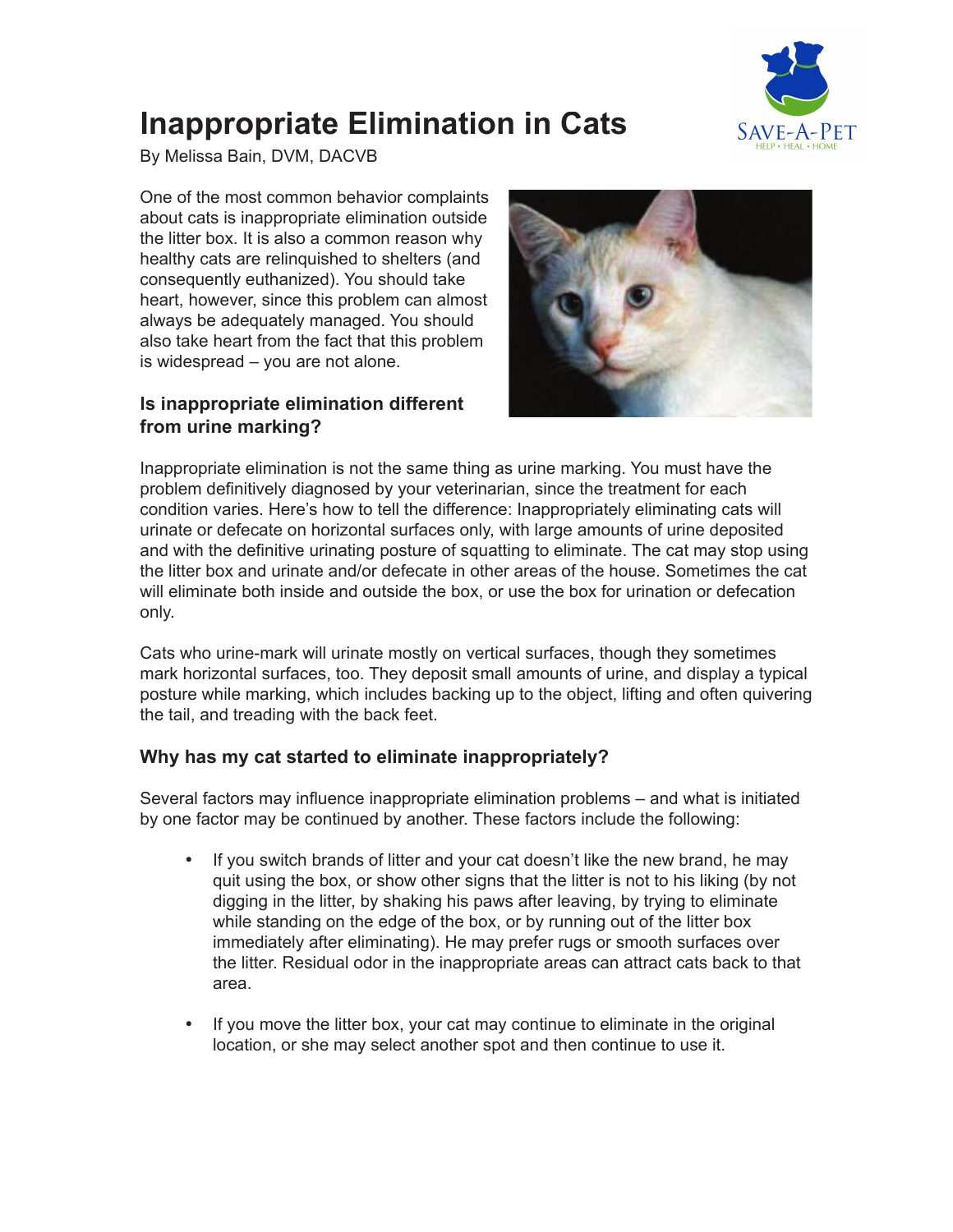# Inappropriate Elimination in Cats

By Melissa Bain, DVM, DACVB

One of the most common behavior complaints about cats is inappropriate elimination outside the litter box. It is also a common reason why healthy cats are relinquished to shelters (and consequently euthanized). You should take heart, however, since this problem can almost always be adequately managed. You should also take heart from the fact that this problem is widespread – you are not alone.

### Is inappropriate elimination different from urine marking?

Inappropriate elimination is not the same thing as urine marking. You must have the problem definitively diagnosed by your veterinarian, since the treatment for each condition varies. Here's how to tell the difference: Inappropriately eliminating cats will urinate or defecate on horizontal surfaces only, with large amounts of urine deposited and with the definitive urinating posture of squatting to eliminate. The cat may stop using the litter box and urinate and/or defecate in other areas of the house. Sometimes the cat will eliminate both inside and outside the box, or use the box for urination or defecation only.

Cats who urine-mark will urinate mostly on vertical surfaces, though they sometimes mark horizontal surfaces, too. They deposit small amounts of urine, and display a typical posture while marking, which includes backing up to the object, lifting and often quivering the tail, and treading with the back feet.

### Why has my cat started to eliminate inappropriately?

Several factors may influence inappropriate elimination problems – and what is initiated by one factor may be continued by another. These factors include the following:

- If you switch brands of litter and your cat doesn't like the new brand, he may quit using the box, or show other signs that the litter is not to his liking (by not digging in the litter, by shaking his paws after leaving, by trying to eliminate while standing on the edge of the box, or by running out of the litter box immediately after eliminating). He may prefer rugs or smooth surfaces over the litter. Residual odor in the inappropriate areas can attract cats back to that area.

- If you move the litter box, your cat may continue to eliminate in the original location, or she may select another spot and then continue to use it.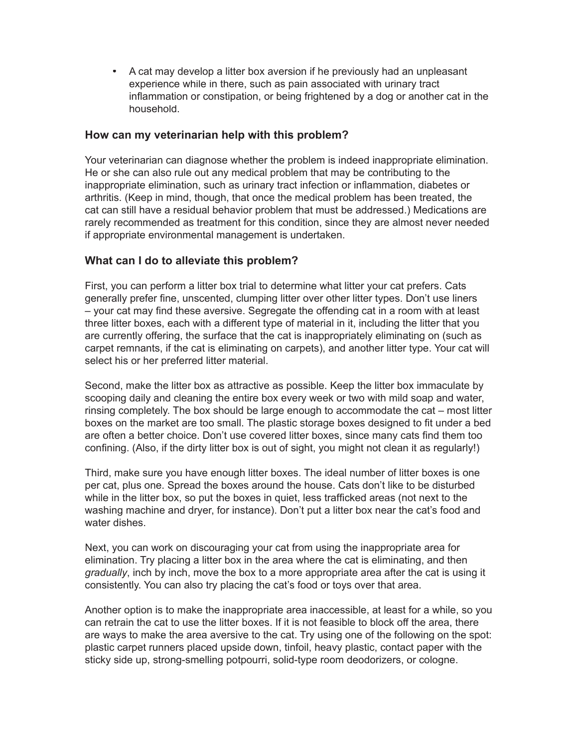- A cat may develop a litter box aversion if he previously had an unpleasant experience while in there, such as pain associated with urinary tract inflammation or constipation, or being frightened by a dog or another cat in the household.

### How can my veterinarian help with this problem?

Your veterinarian can diagnose whether the problem is indeed inappropriate elimination. He or she can also rule out any medical problem that may be contributing to the inappropriate elimination, such as urinary tract infection or inflammation, diabetes or arthritis. (Keep in mind, though, that once the medical problem has been treated, the cat can still have a residual behavior problem that must be addressed.) Medications are rarely recommended as treatment for this condition, since they are almost never needed if appropriate environmental management is undertaken.

### What can I do to alleviate this problem?

First, you can perform a litter box trial to determine what litter your cat prefers. Cats generally prefer fine, unscented, clumping litter over other litter types. Don't use liners – your cat may find these aversive. Segregate the offending cat in a room with at least three litter boxes, each with a different type of material in it, including the litter that you are currently offering, the surface that the cat is inappropriately eliminating on (such as carpet remnants, if the cat is eliminating on carpets), and another litter type. Your cat will select his or her preferred litter material.

Second, make the litter box as attractive as possible. Keep the litter box immaculate by scooping daily and cleaning the entire box every week or two with mild soap and water, rinsing completely. The box should be large enough to accommodate the cat – most litter boxes on the market are too small. The plastic storage boxes designed to fit under a bed are often a better choice. Don't use covered litter boxes, since many cats find them too confining. (Also, if the dirty litter box is out of sight, you might not clean it as regularly!)

Third, make sure you have enough litter boxes. The ideal number of litter boxes is one per cat, plus one. Spread the boxes around the house. Cats don't like to be disturbed while in the litter box, so put the boxes in quiet, less trafficked areas (not next to the washing machine and dryer, for instance). Don't put a litter box near the cat's food and water dishes.

Next, you can work on discouraging your cat from using the inappropriate area for elimination. Try placing a litter box in the area where the cat is eliminating, and then *gradually*, inch by inch, move the box to a more appropriate area after the cat is using it consistently. You can also try placing the cat's food or toys over that area.

Another option is to make the inappropriate area inaccessible, at least for a while, so you can retrain the cat to use the litter boxes. If it is not feasible to block off the area, there are ways to make the area aversive to the cat. Try using one of the following on the spot: plastic carpet runners placed upside down, tinfoil, heavy plastic, contact paper with the sticky side up, strong-smelling potpourri, solid-type room deodorizers, or cologne.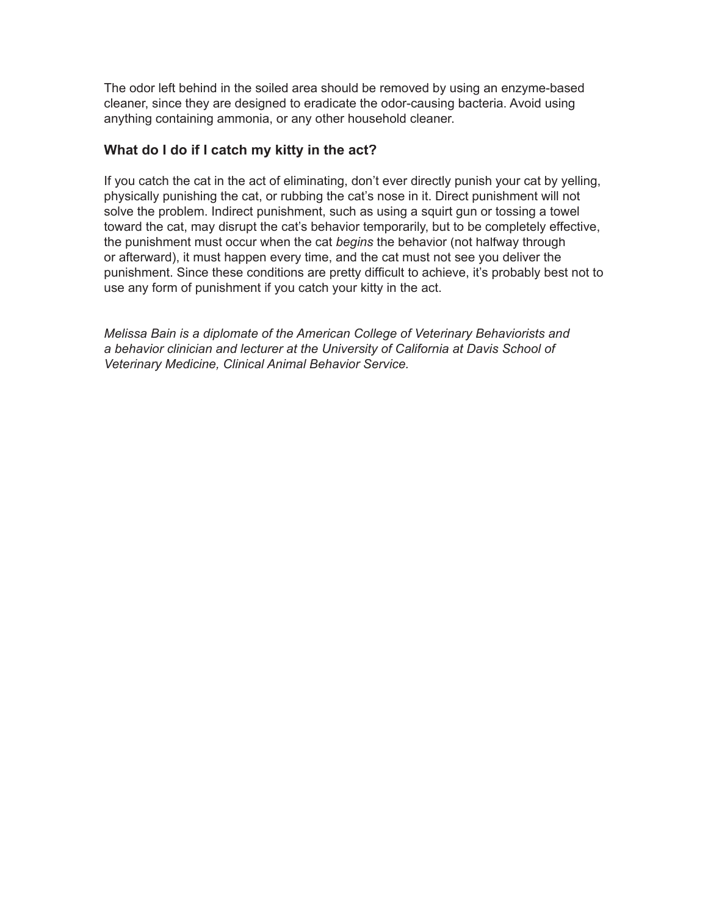The odor left behind in the soiled area should be removed by using an enzyme-based cleaner, since they are designed to eradicate the odor-causing bacteria. Avoid using anything containing ammonia, or any other household cleaner.

### What do I do if I catch my kitty in the act?

If you catch the cat in the act of eliminating, don't ever directly punish your cat by yelling, physically punishing the cat, or rubbing the cat's nose in it. Direct punishment will not solve the problem. Indirect punishment, such as using a squirt gun or tossing a towel toward the cat, may disrupt the cat's behavior temporarily, but to be completely effective, the punishment must occur when the cat *begins* the behavior (not halfway through or afterward), it must happen every time, and the cat must not see you deliver the punishment. Since these conditions are pretty difficult to achieve, it's probably best not to use any form of punishment if you catch your kitty in the act.

*Melissa Bain is a diplomate of the American College of Veterinary Behaviorists and a behavior clinician and lecturer at the University of California at Davis School of Veterinary Medicine, Clinical Animal Behavior Service.*